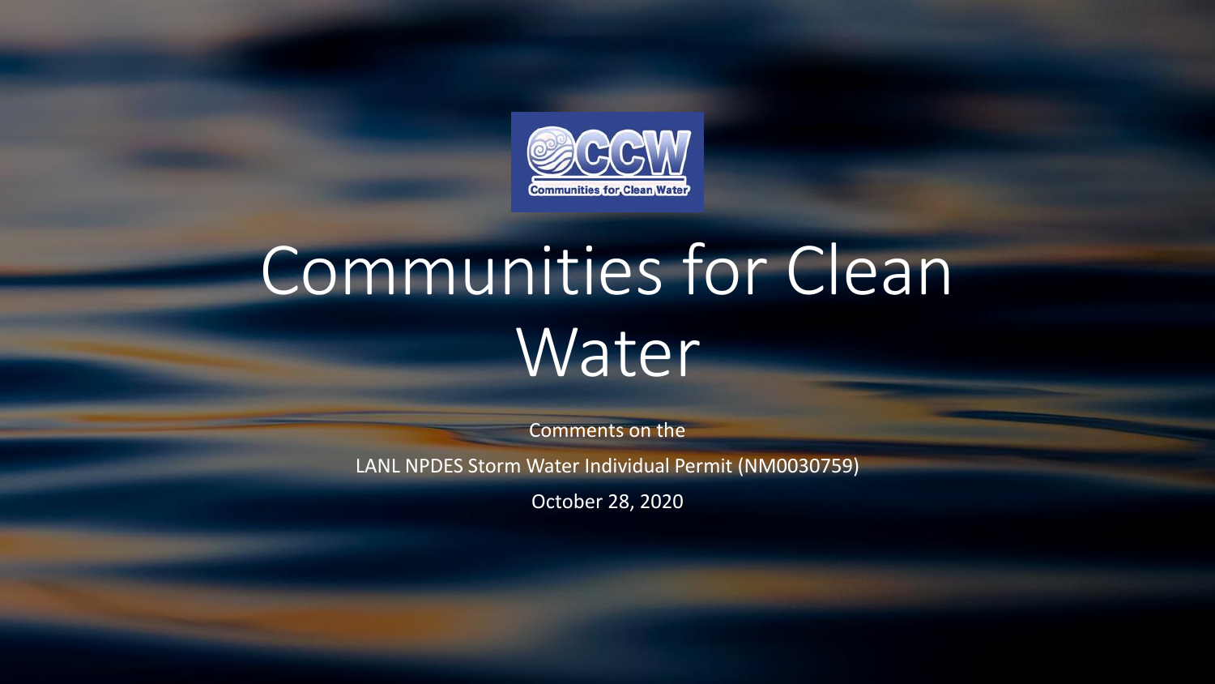# Communities for Clean Water

Comments on the

LANL NPDES Storm Water Individual Permit (NM0030759)

October 28, 2020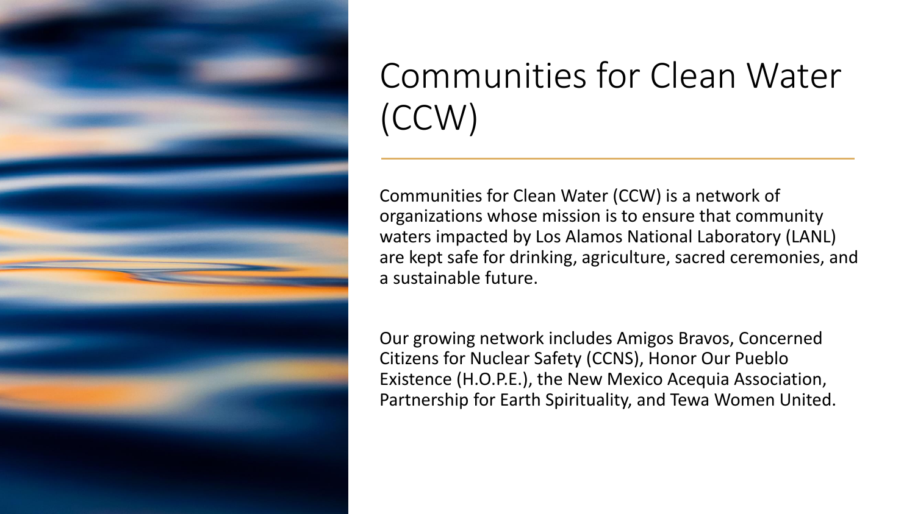# Communities for Clean Water (CCW)

Communities for Clean Water (CCW) is a network of organizations whose mission is to ensure that community waters impacted by Los Alamos National Laboratory (LANL) are kept safe for drinking, agriculture, sacred ceremonies, and a sustainable future.

Our growing network includes Amigos Bravos, Concerned Citizens for Nuclear Safety (CCNS), Honor Our Pueblo Existence (H.O.P.E.), the New Mexico Acequia Association, Partnership for Earth Spirituality, and Tewa Women United.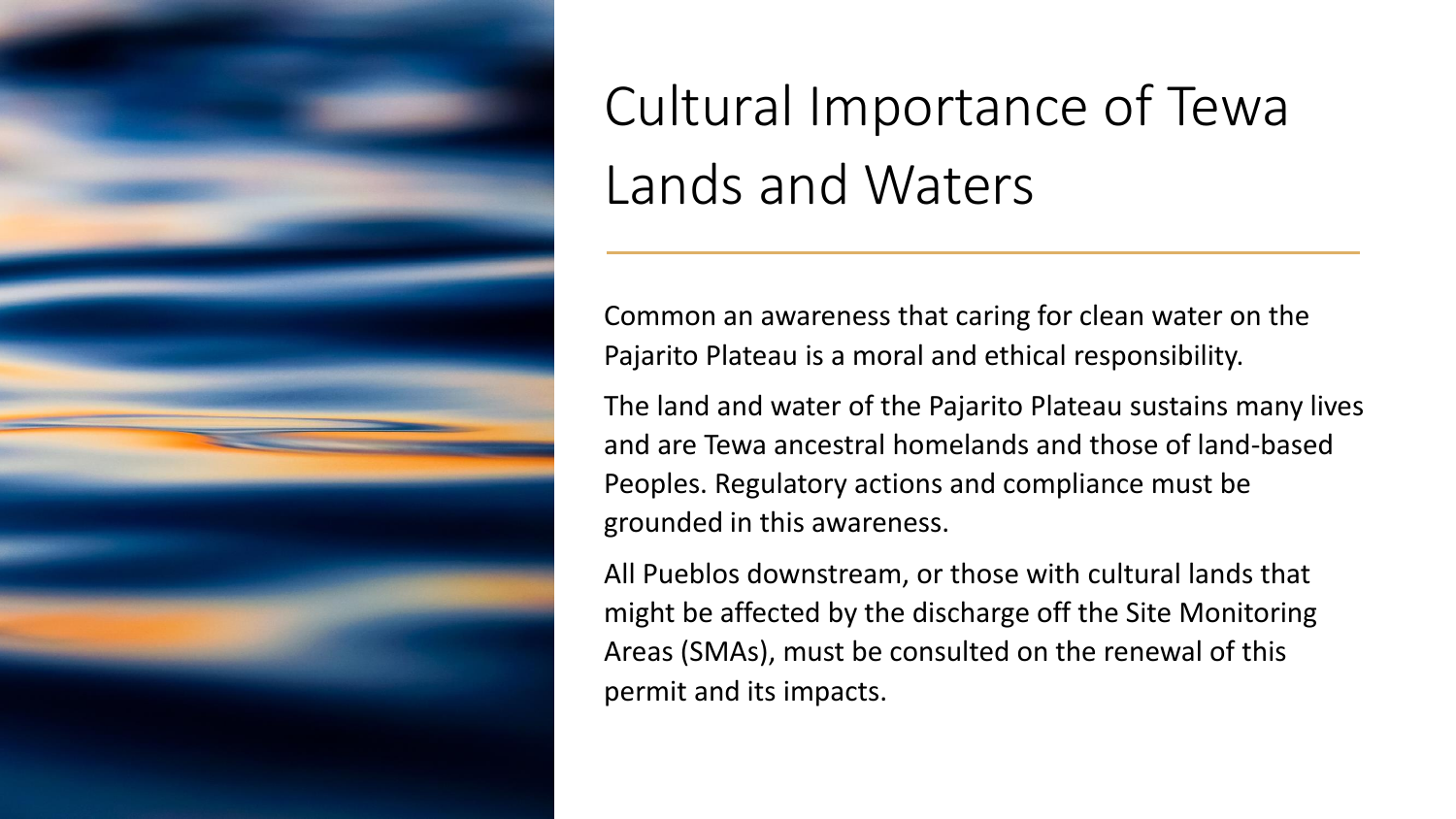# Cultural Importance of Tewa Lands and Waters

Common an awareness that caring for clean water on the Pajarito Plateau is a moral and ethical responsibility.

The land and water of the Pajarito Plateau sustains many lives and are Tewa ancestral homelands and those of land-based Peoples. Regulatory actions and compliance must be grounded in this awareness.

All Pueblos downstream, or those with cultural lands that might be affected by the discharge off the Site Monitoring Areas (SMAs), must be consulted on the renewal of this permit and its impacts.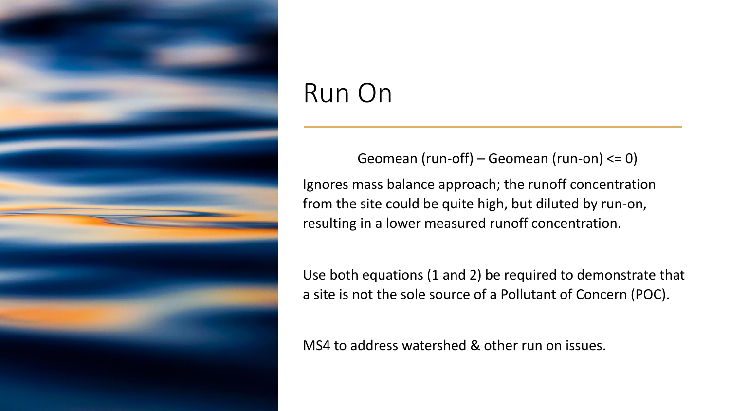# Run On

Geomean (run-off) – Geomean (run-on) <= 0)

Ignores mass balance approach; the runoff concentration from the site could be quite high, but diluted by run-on, resulting in a lower measured runoff concentration.

Use both equations (1 and 2) be required to demonstrate that a site is not the sole source of a Pollutant of Concern (POC).

MS4 to address watershed & other run on issues.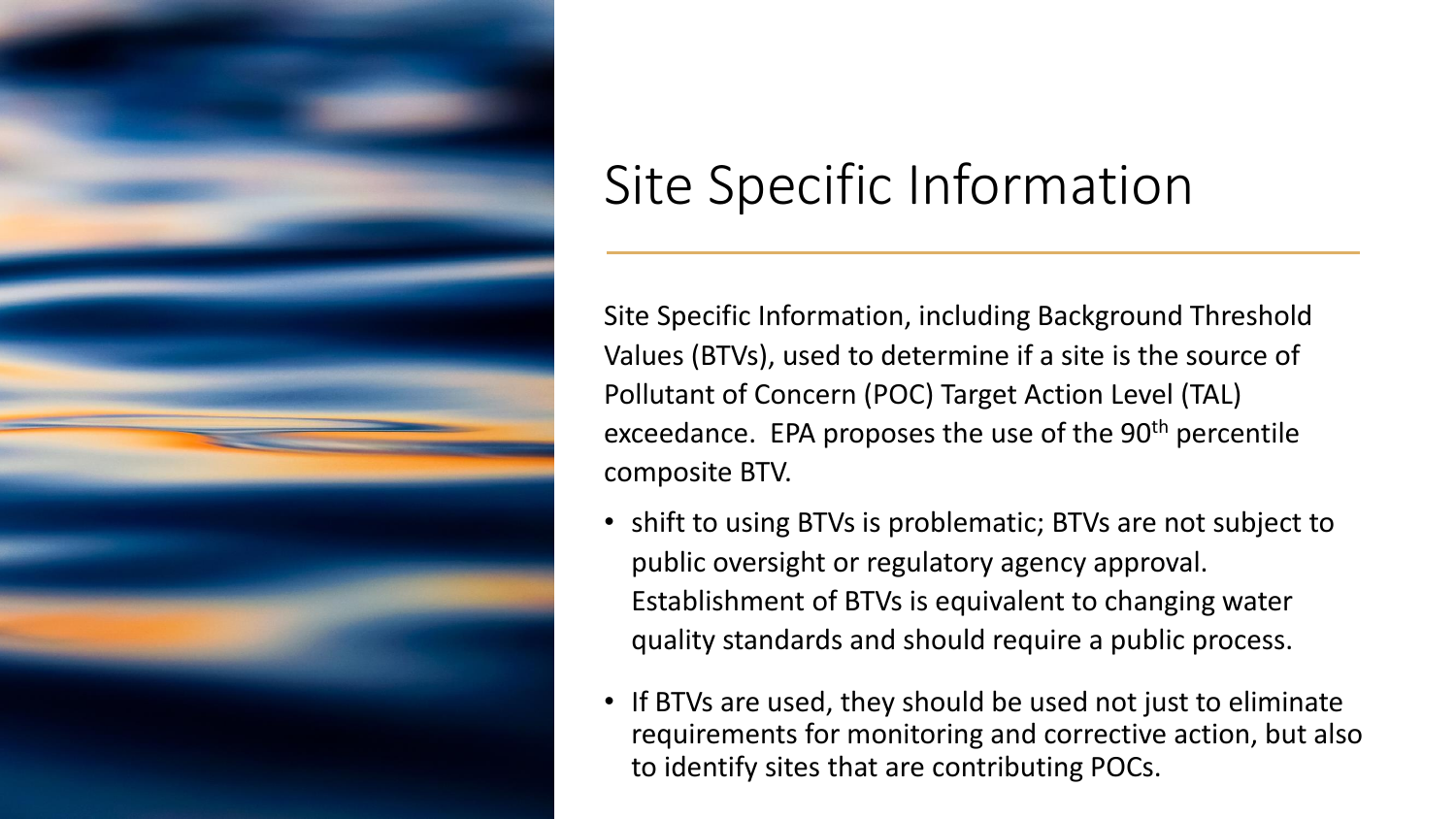# Site Specific Information

Site Specific Information, including Background Threshold Values (BTVs), used to determine if a site is the source of Pollutant of Concern (POC) Target Action Level (TAL) exceedance. EPA proposes the use of the 90th percentile composite BTV.

- shift to using BTVs is problematic; BTVs are not subject to public oversight or regulatory agency approval. Establishment of BTVs is equivalent to changing water quality standards and should require a public process.
- If BTVs are used, they should be used not just to eliminate requirements for monitoring and corrective action, but also to identify sites that are contributing POCs.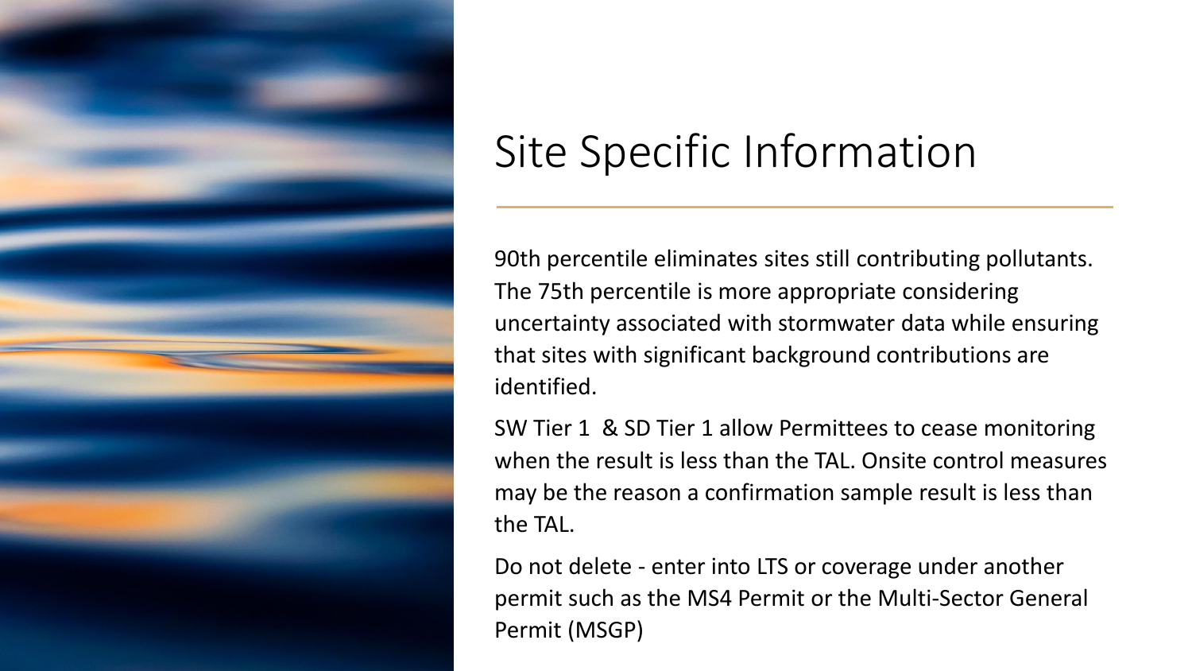# Site Specific Information

90th percentile eliminates sites still contributing pollutants. The 75th percentile is more appropriate considering uncertainty associated with stormwater data while ensuring that sites with significant background contributions are identified.

SW Tier 1 & SD Tier 1 allow Permittees to cease monitoring when the result is less than the TAL. Onsite control measures may be the reason a confirmation sample result is less than the TAL.

Do not delete - enter into LTS or coverage under another permit such as the MS4 Permit or the Multi-Sector General Permit (MSGP)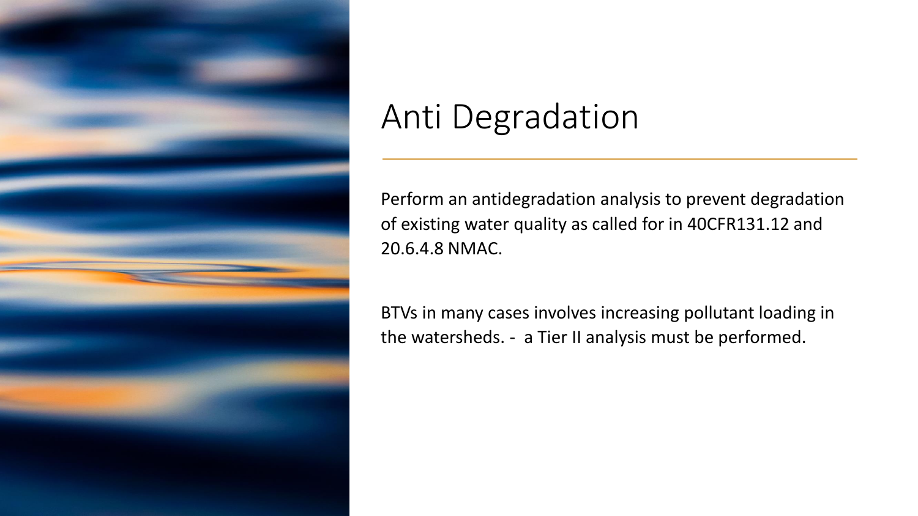# Anti Degradation

Perform an antidegradation analysis to prevent degradation of existing water quality as called for in 40CFR131.12 and 20.6.4.8 NMAC.

BTVs in many cases involves increasing pollutant loading in the watersheds. - a Tier II analysis must be performed.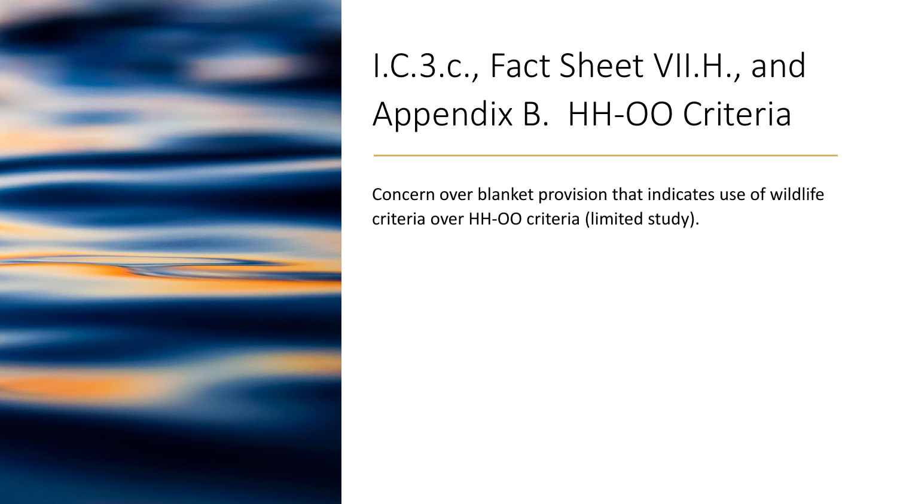# I.C.3.c., Fact Sheet VII.H., and Appendix B. HH-OO Criteria

Concern over blanket provision that indicates use of wildlife criteria over HH-OO criteria (limited study).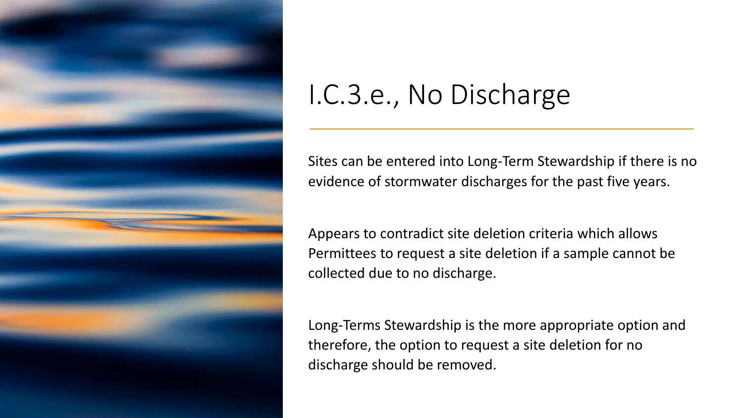# I.C.3.e., No Discharge

Sites can be entered into Long-Term Stewardship if there is no evidence of stormwater discharges for the past five years.

Appears to contradict site deletion criteria which allows Permittees to request a site deletion if a sample cannot be collected due to no discharge.

Long-Terms Stewardship is the more appropriate option and therefore, the option to request a site deletion for no discharge should be removed.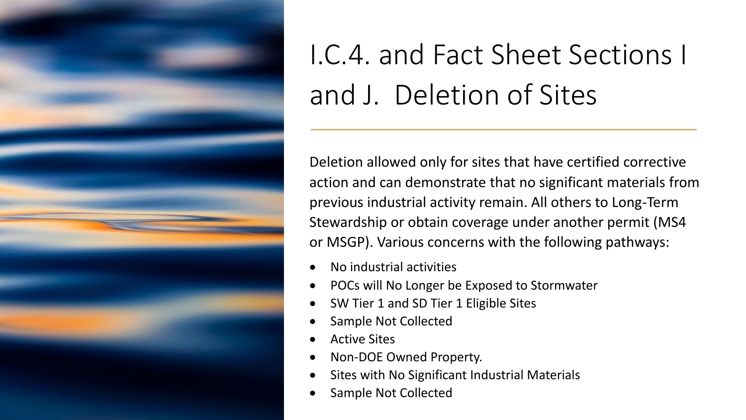# I.C.4. and Fact Sheet Sections I and J. Deletion of Sites

Deletion allowed only for sites that have certified corrective action and can demonstrate that no significant materials from previous industrial activity remain. All others to Long-Term Stewardship or obtain coverage under another permit (MS4 or MSGP). Various concerns with the following pathways:

- No industrial activities
- POCs will No Longer be Exposed to Stormwater
- SW Tier 1 and SD Tier 1 Eligible Sites
- Sample Not Collected
- Active Sites
- Non-DOE Owned Property.
- Sites with No Significant Industrial Materials
- Sample Not Collected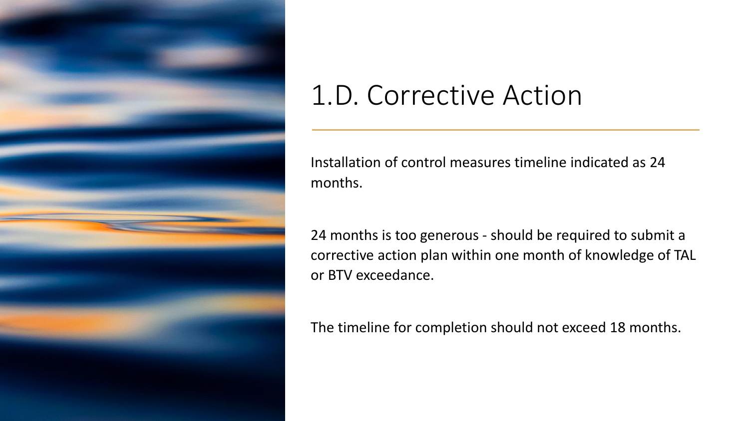# 1.D. Corrective Action

Installation of control measures timeline indicated as 24 months.

24 months is too generous - should be required to submit a corrective action plan within one month of knowledge of TAL or BTV exceedance.

The timeline for completion should not exceed 18 months.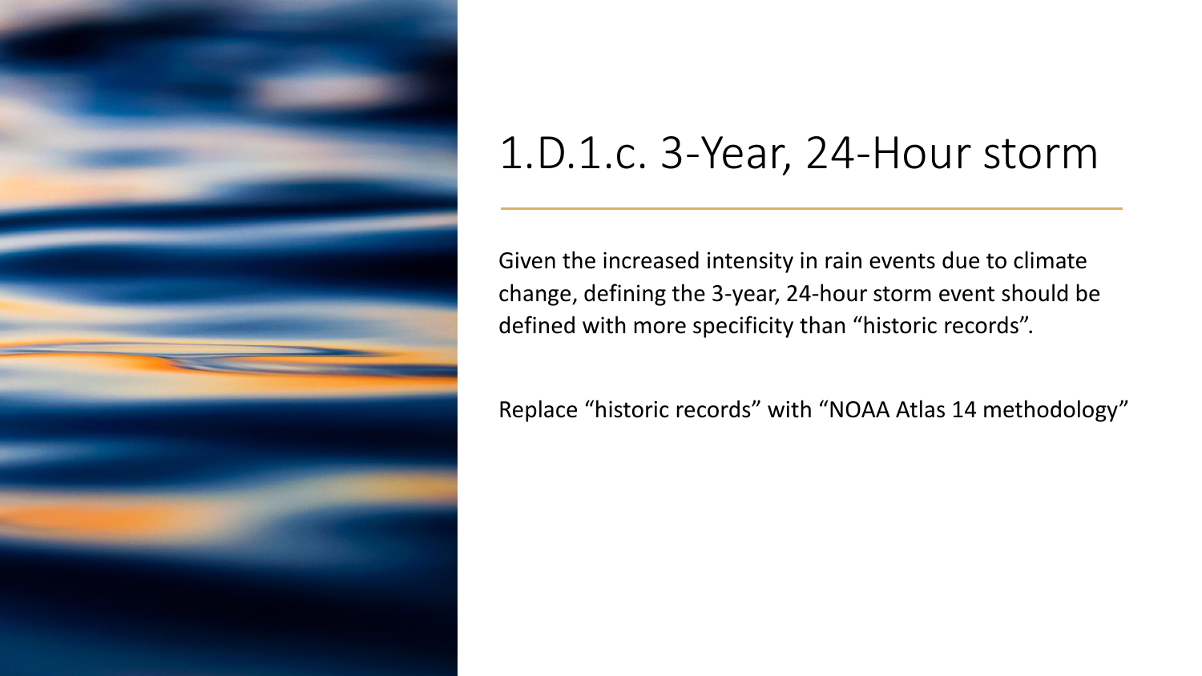# 1.D.1.c. 3-Year, 24-Hour storm

Given the increased intensity in rain events due to climate change, defining the 3-year, 24-hour storm event should be defined with more specificity than "historic records".

Replace "historic records" with "NOAA Atlas 14 methodology"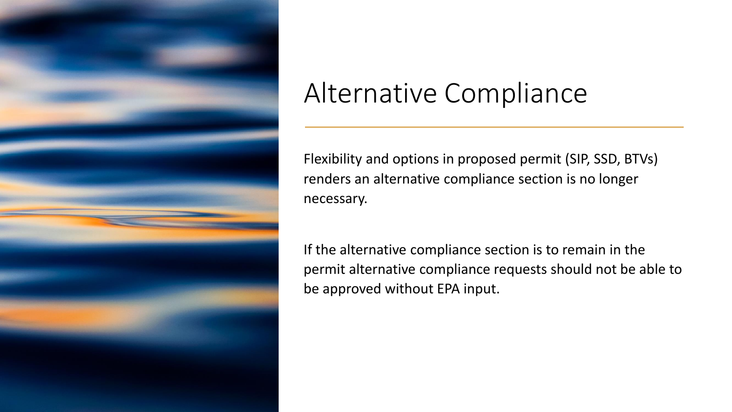# Alternative Compliance

Flexibility and options in proposed permit (SIP, SSD, BTVs) renders an alternative compliance section is no longer necessary.

If the alternative compliance section is to remain in the permit alternative compliance requests should not be able to be approved without EPA input.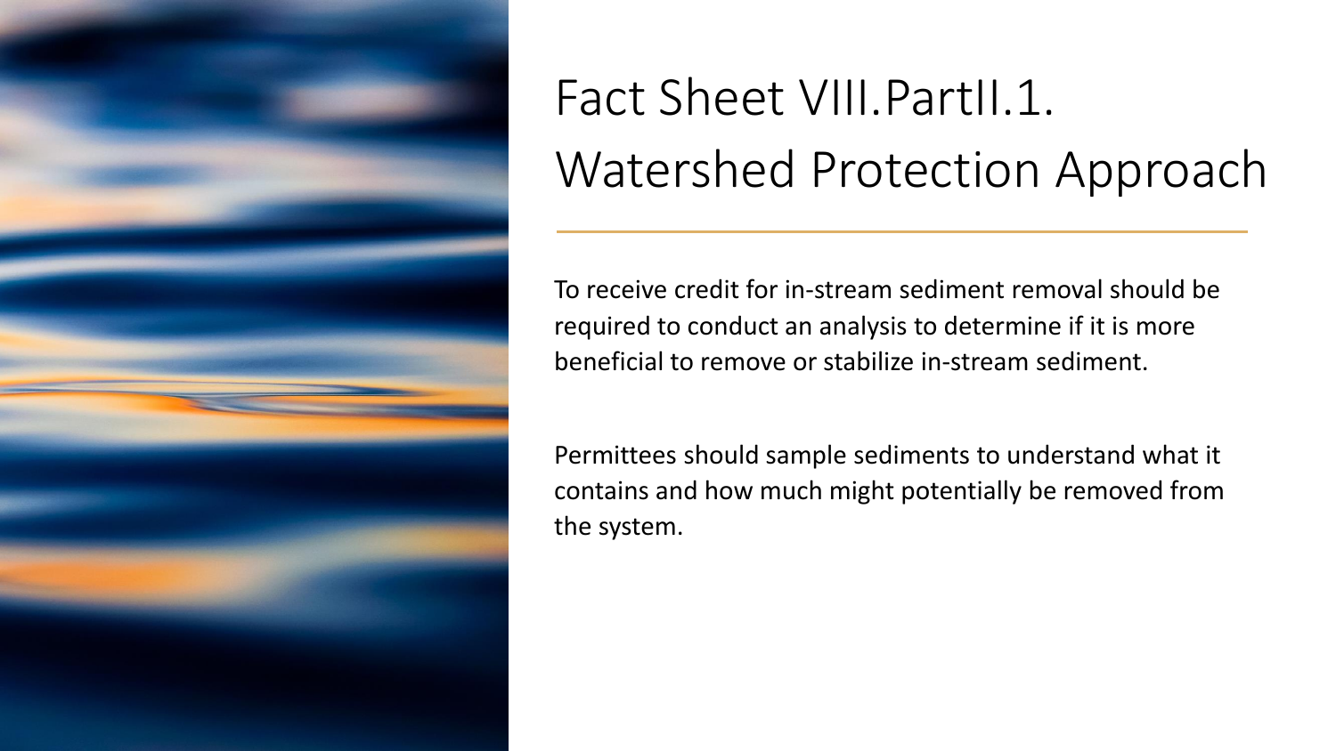# Fact Sheet VIII.PartII.1. Watershed Protection Approach

To receive credit for in-stream sediment removal should be required to conduct an analysis to determine if it is more beneficial to remove or stabilize in-stream sediment.

Permittees should sample sediments to understand what it contains and how much might potentially be removed from the system.